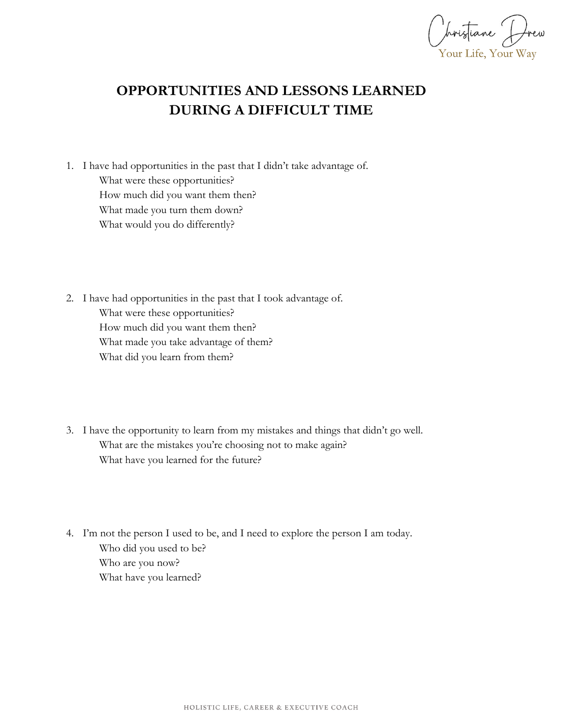# OPPORTUNITIES AND LESSONS LEARNED DURING A DIFFICULT TIME

1. I have had opportunities in the past that I didn't take advantage of.
   - What were these opportunities?
   - How much did you want them then?
   - What made you turn them down?
   - What would you do differently?

2. I have had opportunities in the past that I took advantage of.
   - What were these opportunities?
   - How much did you want them then?
   - What made you take advantage of them?
   - What did you learn from them?

3. I have the opportunity to learn from my mistakes and things that didn't go well.
   - What are the mistakes you're choosing not to make again?
   - What have you learned for the future?

4. I'm not the person I used to be, and I need to explore the person I am today.
   - Who did you used to be?
   - Who are you now?
   - What have you learned?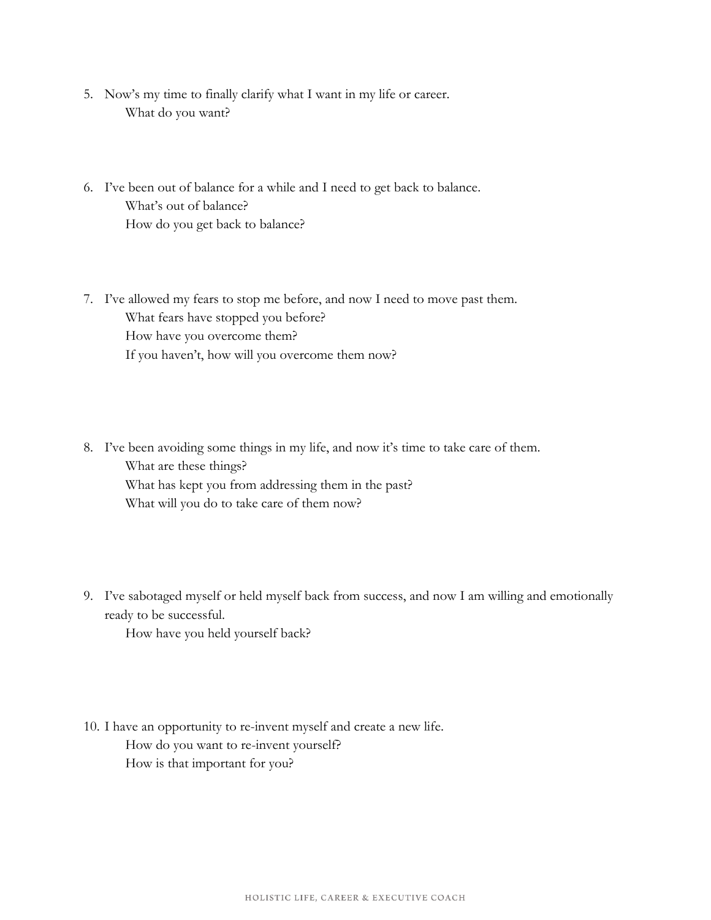5. Now's my time to finally clarify what I want in my life or career.
   What do you want?

6. I've been out of balance for a while and I need to get back to balance.
   What's out of balance?
   How do you get back to balance?

7. I've allowed my fears to stop me before, and now I need to move past them.
   What fears have stopped you before?
   How have you overcome them?
   If you haven't, how will you overcome them now?

8. I've been avoiding some things in my life, and now it's time to take care of them.
   What are these things?
   What has kept you from addressing them in the past?
   What will you do to take care of them now?

9. I've sabotaged myself or held myself back from success, and now I am willing and emotionally ready to be successful.
   How have you held yourself back?

10. I have an opportunity to re-invent myself and create a new life.
    How do you want to re-invent yourself?
    How is that important for you?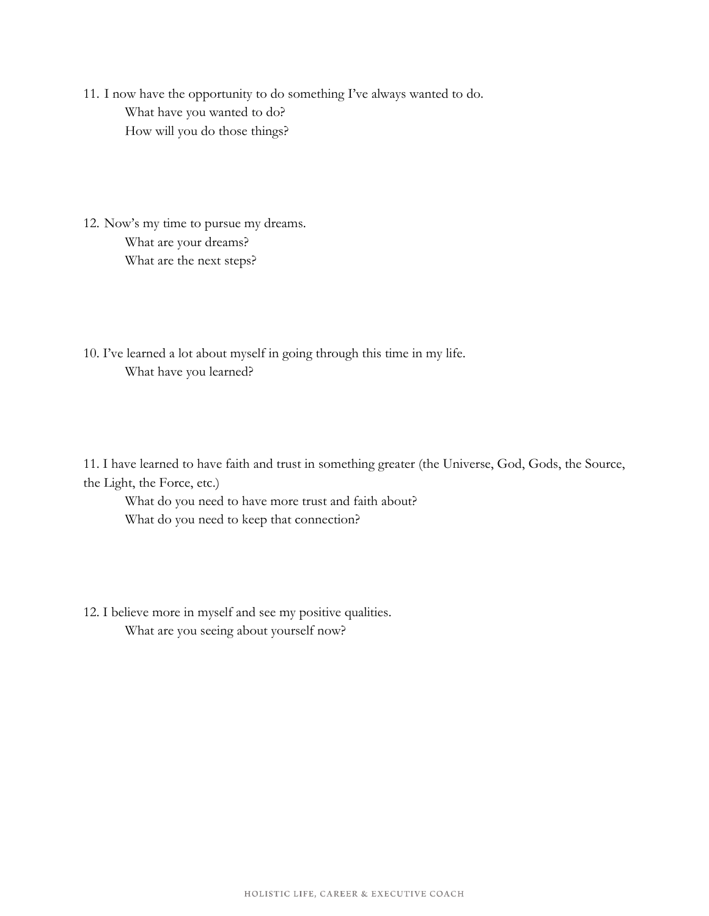11. I now have the opportunity to do something I've always wanted to do.
    What have you wanted to do?
    How will you do those things?

12. Now's my time to pursue my dreams.
    What are your dreams?
    What are the next steps?

10. I've learned a lot about myself in going through this time in my life.
    What have you learned?

11. I have learned to have faith and trust in something greater (the Universe, God, Gods, the Source, the Light, the Force, etc.)
    What do you need to have more trust and faith about?
    What do you need to keep that connection?

12. I believe more in myself and see my positive qualities.
    What are you seeing about yourself now?